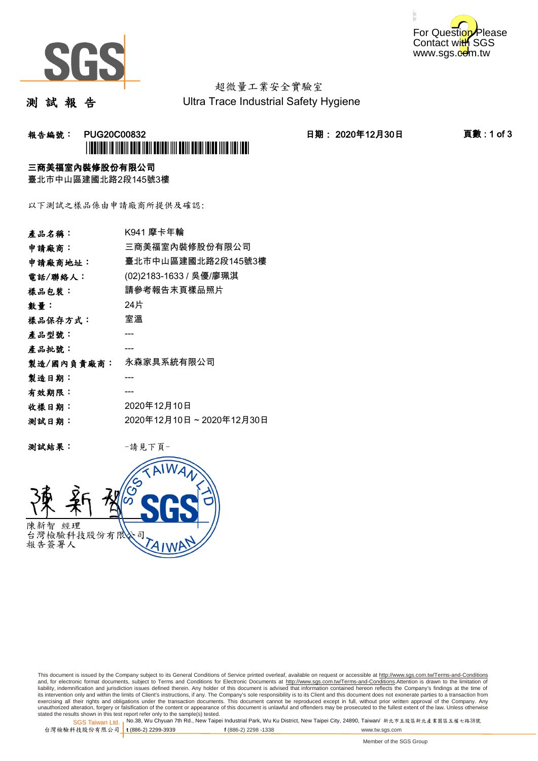超微量工業安全實驗室
Ultra Trace Industrial Safety Hygiene

# 測 試 報 告

**報告編號： PUG20C00832** **日期： 2020年12月30日**

**三商美福室內裝修股份有限公司**
臺北市中山區建國北路2段145號3樓

以下測試之樣品係由申請廠商所提供及確認:

| | |
|---|---|
| **產品名稱：** | K941 摩卡年輪 |
| **申請廠商：** | 三商美福室內裝修股份有限公司 |
| **申請廠商地址：** | 臺北市中山區建國北路2段145號3樓 |
| **電話/聯絡人：** | (02)2183-1633 / 吳優/廖珮淇 |
| **樣品包裝：** | 請參考報告末頁樣品照片 |
| **數量：** | 24片 |
| **樣品保存方式：** | 室溫 |
| **產品型號：** | --- |
| **產品批號：** | --- |
| **製造/國內負責廠商：** | 永森家具系統有限公司 |
| **製造日期：** | --- |
| **有效期限：** | --- |
| **收樣日期：** | 2020年12月10日 |
| **測試日期：** | 2020年12月10日 ~ 2020年12月30日 |

**測試結果：** -請見下頁-

陳新智 經理
台灣檢驗科技股份有限公司
報告簽署人

This document is issued by the Company subject to its General Conditions of Service printed overleaf, available on request or accessible at http://www.sgs.com.tw/Terms-and-Conditions and, for electronic format documents, subject to Terms and Conditions for Electronic Documents at http://www.sgs.com.tw/Terms-and-Conditions.Attention is drawn to the limitation of liability, indemnification and jurisdiction issues defined therein. Any holder of this document is advised that information contained hereon reflects the Company's findings at the time of its intervention only and within the limits of Client's instructions, if any. The Company's sole responsibility is to its Client and this document does not exonerate parties to a transaction from exercising all their rights and obligations under the transaction documents. This document cannot be reproduced except in full, without prior written approval of the Company. Any unauthorized alteration, forgery or falsification of the content or appearance of this document is unlawful and offenders may be prosecuted to the fullest extent of the law. Unless otherwise stated the results shown in this test report refer only to the sample(s) tested.

SGS Taiwan Ltd. 台灣檢驗科技股份有限公司 | No.38, Wu Chyuan 7th Rd., New Taipei Industrial Park, Wu Ku District, New Taipei City, 24890, Taiwan/ 新北市五股區新北產業園區五權七路38號 | t (886-2) 2299-3939 | f (886-2) 2298 -1338 | www.tw.sgs.com

Member of the SGS Group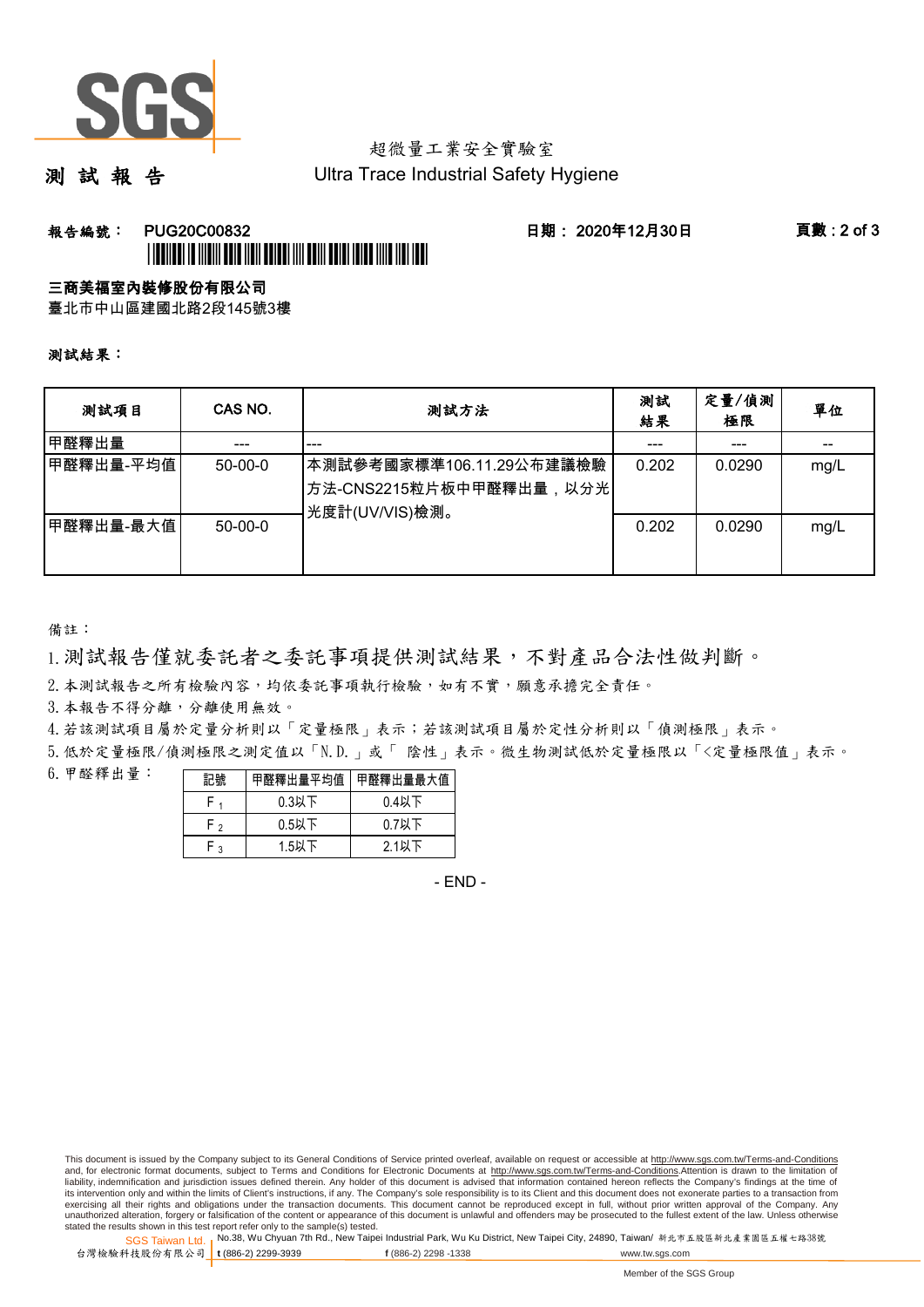超微量工業安全實驗室
Ultra Trace Industrial Safety Hygiene

# 測 試 報 告

**報告編號： PUG20C00832** **日期： 2020年12月30日**

**三商美福室內裝修股份有限公司**
臺北市中山區建國北路2段145號3樓

**測試結果：**

| 測試項目 | CAS NO. | 測試方法 | 測試結果 | 定量/偵測極限 | 單位 |
|---|---|---|---|---|---|
| 甲醛釋出量 | --- | --- | --- | --- | -- |
| 甲醛釋出量-平均值 | 50-00-0 | 本測試參考國家標準106.11.29公布建議檢驗方法-CNS2215粒片板中甲醛釋出量，以分光光度計(UV/VIS)檢測。 | 0.202 | 0.0290 | mg/L |
| 甲醛釋出量-最大值 | 50-00-0 | | 0.202 | 0.0290 | mg/L |

備註：

1. 測試報告僅就委託者之委託事項提供測試結果，不對產品合法性做判斷。
2. 本測試報告之所有檢驗內容，均依委託事項執行檢驗，如有不實，願意承擔完全責任。
3. 本報告不得分離，分離使用無效。
4. 若該測試項目屬於定量分析則以「定量極限」表示；若該測試項目屬於定性分析則以「偵測極限」表示。
5. 低於定量極限/偵測極限之測定值以「N.D.」或「 陰性」表示。微生物測試低於定量極限以「<定量極限值」表示。
6. 甲醛釋出量：

| 記號 | 甲醛釋出量平均值 | 甲醛釋出量最大值 |
|---|---|---|
| $F_1$ | 0.3以下 | 0.4以下 |
| $F_2$ | 0.5以下 | 0.7以下 |
| $F_3$ | 1.5以下 | 2.1以下 |

- END -

This document is issued by the Company subject to its General Conditions of Service printed overleaf, available on request or accessible at http://www.sgs.com.tw/Terms-and-Conditions and, for electronic format documents, subject to Terms and Conditions for Electronic Documents at http://www.sgs.com.tw/Terms-and-Conditions.Attention is drawn to the limitation of liability, indemnification and jurisdiction issues defined therein. Any holder of this document is advised that information contained hereon reflects the Company's findings at the time of its intervention only and within the limits of Client's instructions, if any. The Company's sole responsibility is to its Client and this document does not exonerate parties to a transaction from exercising all their rights and obligations under the transaction documents. This document cannot be reproduced except in full, without prior written approval of the Company. Any unauthorized alteration, forgery or falsification of the content or appearance of this document is unlawful and offenders may be prosecuted to the fullest extent of the law. Unless otherwise stated the results shown in this test report refer only to the sample(s) tested.

SGS Taiwan Ltd. 台灣檢驗科技股份有限公司 | No.38, Wu Chyuan 7th Rd., New Taipei Industrial Park, Wu Ku District, New Taipei City, 24890, Taiwan/ 新北市五股區新北產業園區五權七路38號 | t (886-2) 2299-3939 f (886-2) 2298 -1338 www.tw.sgs.com

Member of the SGS Group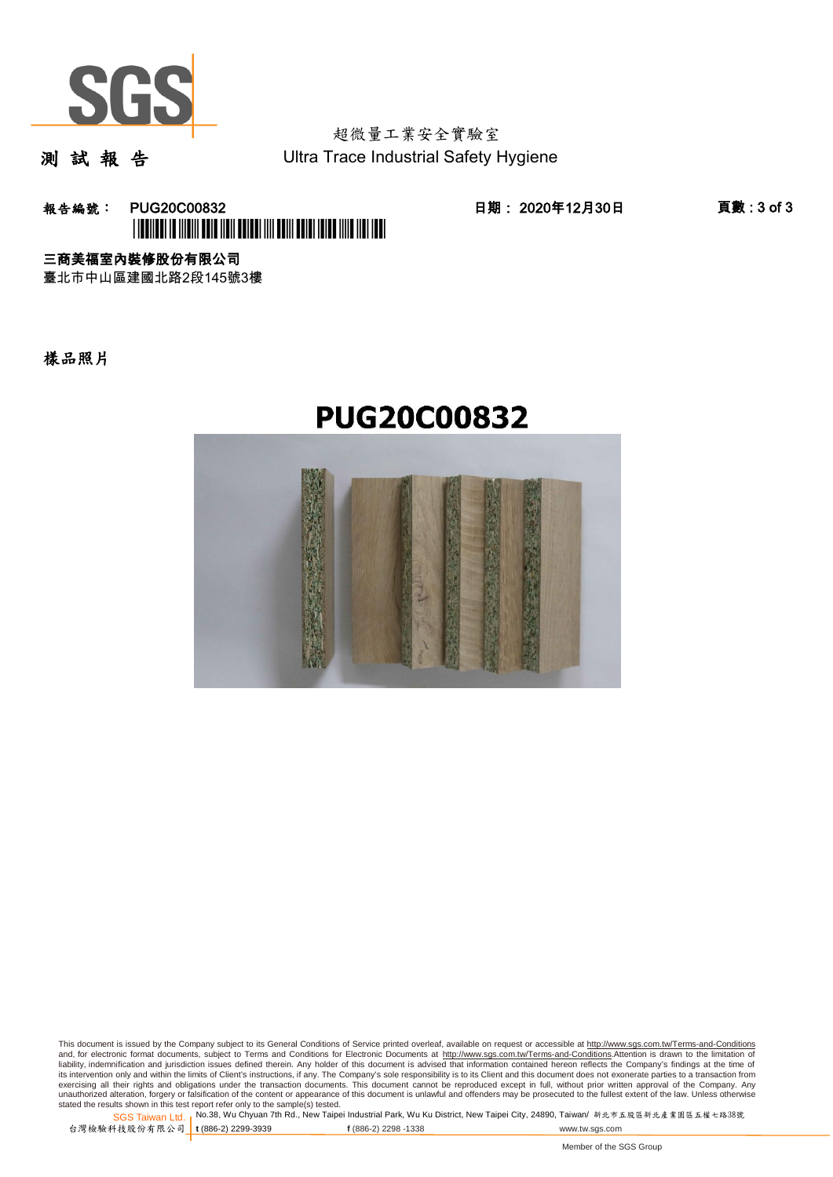# 測 試 報 告

超微量工業安全實驗室
Ultra Trace Industrial Safety Hygiene

報告編號： PUG20C00832　　日期： 2020年12月30日

**三商美福室內裝修股份有限公司**
臺北市中山區建國北路2段145號3樓

## 樣品照片

PUG20C00832

This document is issued by the Company subject to its General Conditions of Service printed overleaf, available on request or accessible at http://www.sgs.com.tw/Terms-and-Conditions and, for electronic format documents, subject to Terms and Conditions for Electronic Documents at http://www.sgs.com.tw/Terms-and-Conditions.Attention is drawn to the limitation of liability, indemnification and jurisdiction issues defined therein. Any holder of this document is advised that information contained hereon reflects the Company's findings at the time of its intervention only and within the limits of Client's instructions, if any. The Company's sole responsibility is to its Client and this document does not exonerate parties to a transaction from exercising all their rights and obligations under the transaction documents. This document cannot be reproduced except in full, without prior written approval of the Company. Any unauthorized alteration, forgery or falsification of the content or appearance of this document is unlawful and offenders may be prosecuted to the fullest extent of the law. Unless otherwise stated the results shown in this test report refer only to the sample(s) tested.

SGS Taiwan Ltd. 台灣檢驗科技股份有限公司 | No.38, Wu Chyuan 7th Rd., New Taipei Industrial Park, Wu Ku District, New Taipei City, 24890, Taiwan/ 新北市五股區新北產業園區五權七路38號
t (886-2) 2299-3939　f (886-2) 2298 -1338　www.tw.sgs.com

Member of the SGS Group